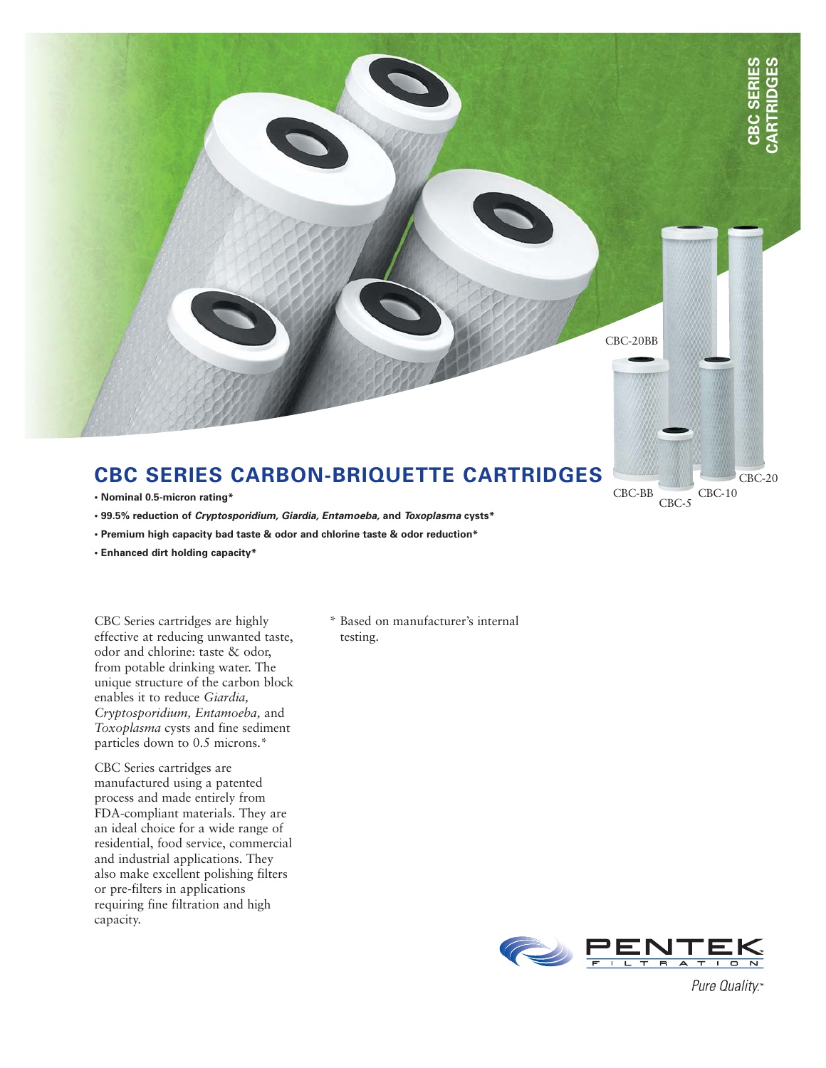# CBC SERIES CARBON-BRIQUETTE CARTRIDGES

- **Nominal 0.5-micron rating***
- **99.5% reduction of *Cryptosporidium, Giardia, Entamoeba,* and *Toxoplasma* cysts***
- **Premium high capacity bad taste & odor and chlorine taste & odor reduction***
- **Enhanced dirt holding capacity***

CBC Series cartridges are highly effective at reducing unwanted taste, odor and chlorine: taste & odor, from potable drinking water. The unique structure of the carbon block enables it to reduce *Giardia, Cryptosporidium, Entamoeba,* and *Toxoplasma* cysts and fine sediment particles down to 0.5 microns.*

CBC Series cartridges are manufactured using a patented process and made entirely from FDA-compliant materials. They are an ideal choice for a wide range of residential, food service, commercial and industrial applications. They also make excellent polishing filters or pre-filters in applications requiring fine filtration and high capacity.

\* Based on manufacturer's internal testing.

CBC-20BB, CBC-BB, CBC-5, CBC-10, CBC-20

PENTEK FILTRATION

*Pure Quality.™*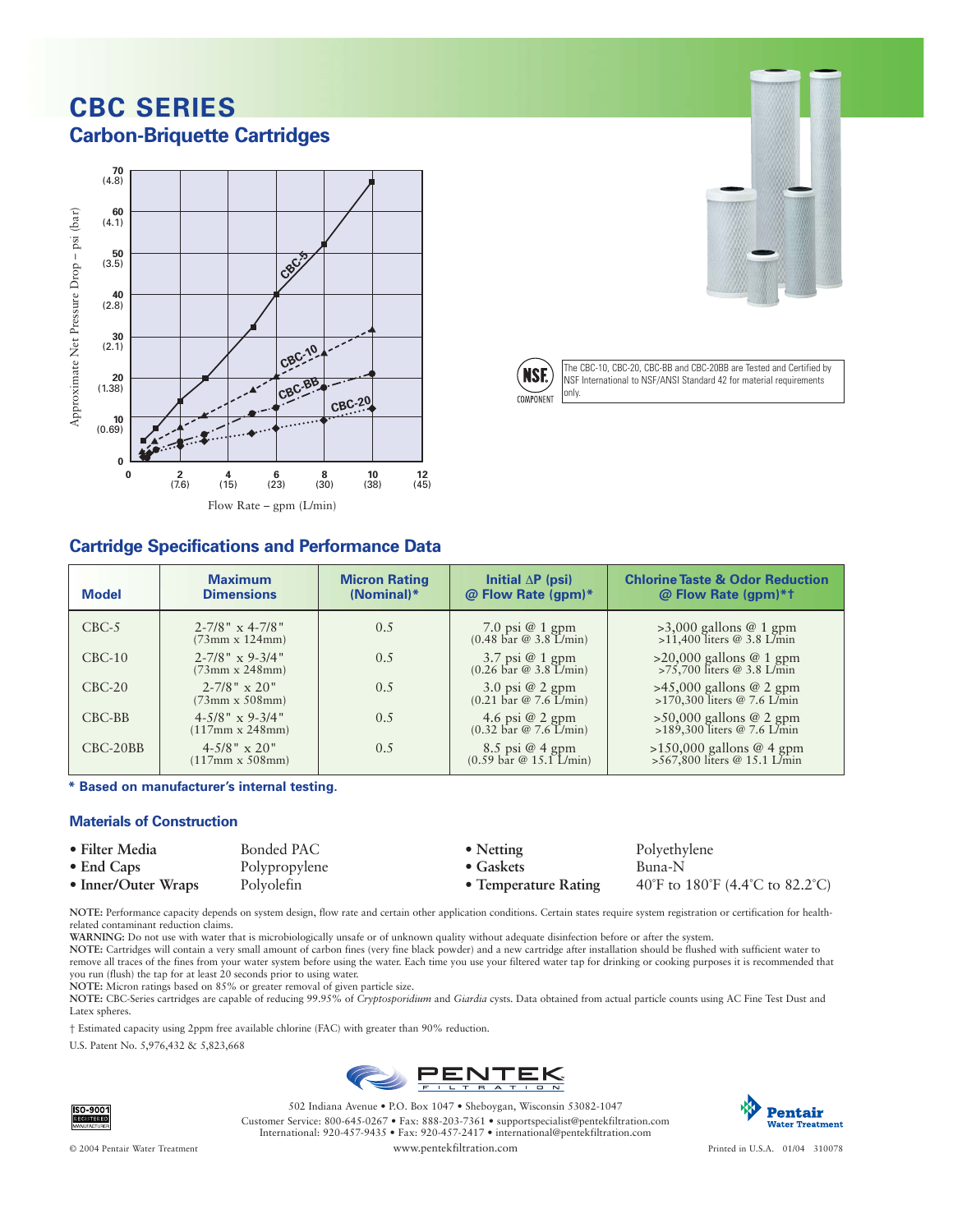# CBC SERIES

## Carbon-Briquette Cartridges

Approximate Net Pressure Drop – psi (bar)

70 (4.8)
60 (4.1)
50 (3.5)
40 (2.8)
30 (2.1)
20 (1.38)
10 (0.69)
0

0
2 (7.6)
4 (15)
6 (23)
8 (30)
10 (38)
12 (45)

Flow Rate – gpm (L/min)

CBC-5
CBC-10
CBC-BB
CBC-20

NSF COMPONENT

The CBC-10, CBC-20, CBC-BB and CBC-20BB are Tested and Certified by NSF International to NSF/ANSI Standard 42 for material requirements only.

### Cartridge Specifications and Performance Data

| Model | Maximum Dimensions | Micron Rating (Nominal)* | Initial ΔP (psi) @ Flow Rate (gpm)* | Chlorine Taste & Odor Reduction @ Flow Rate (gpm)*† |
|---|---|---|---|---|
| CBC-5 | 2-7/8" x 4-7/8" (73mm x 124mm) | 0.5 | 7.0 psi @ 1 gpm (0.48 bar @ 3.8 L/min) | >3,000 gallons @ 1 gpm >11,400 liters @ 3.8 L/min |
| CBC-10 | 2-7/8" x 9-3/4" (73mm x 248mm) | 0.5 | 3.7 psi @ 1 gpm (0.26 bar @ 3.8 L/min) | >20,000 gallons @ 1 gpm >75,700 liters @ 3.8 L/min |
| CBC-20 | 2-7/8" x 20" (73mm x 508mm) | 0.5 | 3.0 psi @ 2 gpm (0.21 bar @ 7.6 L/min) | >45,000 gallons @ 2 gpm >170,300 liters @ 7.6 L/min |
| CBC-BB | 4-5/8" x 9-3/4" (117mm x 248mm) | 0.5 | 4.6 psi @ 2 gpm (0.32 bar @ 7.6 L/min) | >50,000 gallons @ 2 gpm >189,300 liters @ 7.6 L/min |
| CBC-20BB | 4-5/8" x 20" (117mm x 508mm) | 0.5 | 8.5 psi @ 4 gpm (0.59 bar @ 15.1 L/min) | >150,000 gallons @ 4 gpm >567,800 liters @ 15.1 L/min |

**\* Based on manufacturer's internal testing.**

### Materials of Construction

- **Filter Media** — Bonded PAC
- **End Caps** — Polypropylene
- **Inner/Outer Wraps** — Polyolefin
- **Netting** — Polyethylene
- **Gaskets** — Buna-N
- **Temperature Rating** — 40°F to 180°F (4.4°C to 82.2°C)

**NOTE:** Performance capacity depends on system design, flow rate and certain other application conditions. Certain states require system registration or certification for health-related contaminant reduction claims.

**WARNING:** Do not use with water that is microbiologically unsafe or of unknown quality without adequate disinfection before or after the system.

**NOTE:** Cartridges will contain a very small amount of carbon fines (very fine black powder) and a new cartridge after installation should be flushed with sufficient water to remove all traces of the fines from your water system before using the water. Each time you use your filtered water tap for drinking or cooking purposes it is recommended that you run (flush) the tap for at least 20 seconds prior to using water.

**NOTE:** Micron ratings based on 85% or greater removal of given particle size.

**NOTE:** CBC-Series cartridges are capable of reducing 99.95% of *Cryptosporidium* and *Giardia* cysts. Data obtained from actual particle counts using AC Fine Test Dust and Latex spheres.

† Estimated capacity using 2ppm free available chlorine (FAC) with greater than 90% reduction.

U.S. Patent No. 5,976,432 & 5,823,668

PENTEK FILTRATION

502 Indiana Avenue • P.O. Box 1047 • Sheboygan, Wisconsin 53082-1047
Customer Service: 800-645-0267 • Fax: 888-203-7361 • supportspecialist@pentekfiltration.com
International: 920-457-9435 • Fax: 920-457-2417 • international@pentekfiltration.com
www.pentekfiltration.com

ISO-9001 REGISTERED MANUFACTURER

Pentair Water Treatment

© 2004 Pentair Water Treatment

Printed in U.S.A. 01/04 310078